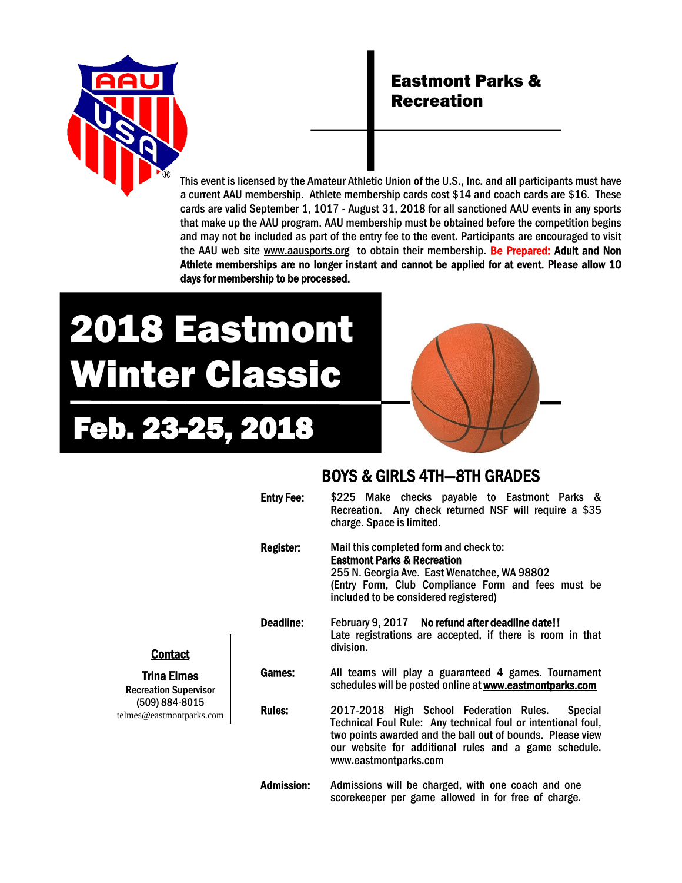**Eastmont Parks & Recreation**

This event is licensed by the Amateur Athletic Union of the U.S., Inc. and all participants must have a current AAU membership. Athlete membership cards cost $14 and coach cards are $16. These cards are valid September 1, 1017 - August 31, 2018 for all sanctioned AAU events in any sports that make up the AAU program. AAU membership must be obtained before the competition begins and may not be included as part of the entry fee to the event. Participants are encouraged to visit the AAU web site www.aausports.org to obtain their membership. **Be Prepared: Adult and Non Athlete memberships are no longer instant and cannot be applied for at event. Please allow 10 days for membership to be processed.**

# 2018 Eastmont Winter Classic

## Feb. 23-25, 2018

## BOYS & GIRLS 4TH—8TH GRADES

**Entry Fee:** $225 Make checks payable to Eastmont Parks & Recreation. Any check returned NSF will require a $35 charge. Space is limited.

**Register:** Mail this completed form and check to:
**Eastmont Parks & Recreation**
255 N. Georgia Ave. East Wenatchee, WA 98802
(Entry Form, Club Compliance Form and fees must be included to be considered registered)

**Deadline:** February 9, 2017 **No refund after deadline date!!**
Late registrations are accepted, if there is room in that division.

**Games:** All teams will play a guaranteed 4 games. Tournament schedules will be posted online at **www.eastmontparks.com**

**Rules:** 2017-2018 High School Federation Rules. Special Technical Foul Rule: Any technical foul or intentional foul, two points awarded and the ball out of bounds. Please view our website for additional rules and a game schedule. www.eastmontparks.com

**Admission:** Admissions will be charged, with one coach and one scorekeeper per game allowed in for free of charge.

**Contact**

**Trina Elmes**
Recreation Supervisor
(509) 884-8015
telmes@eastmontparks.com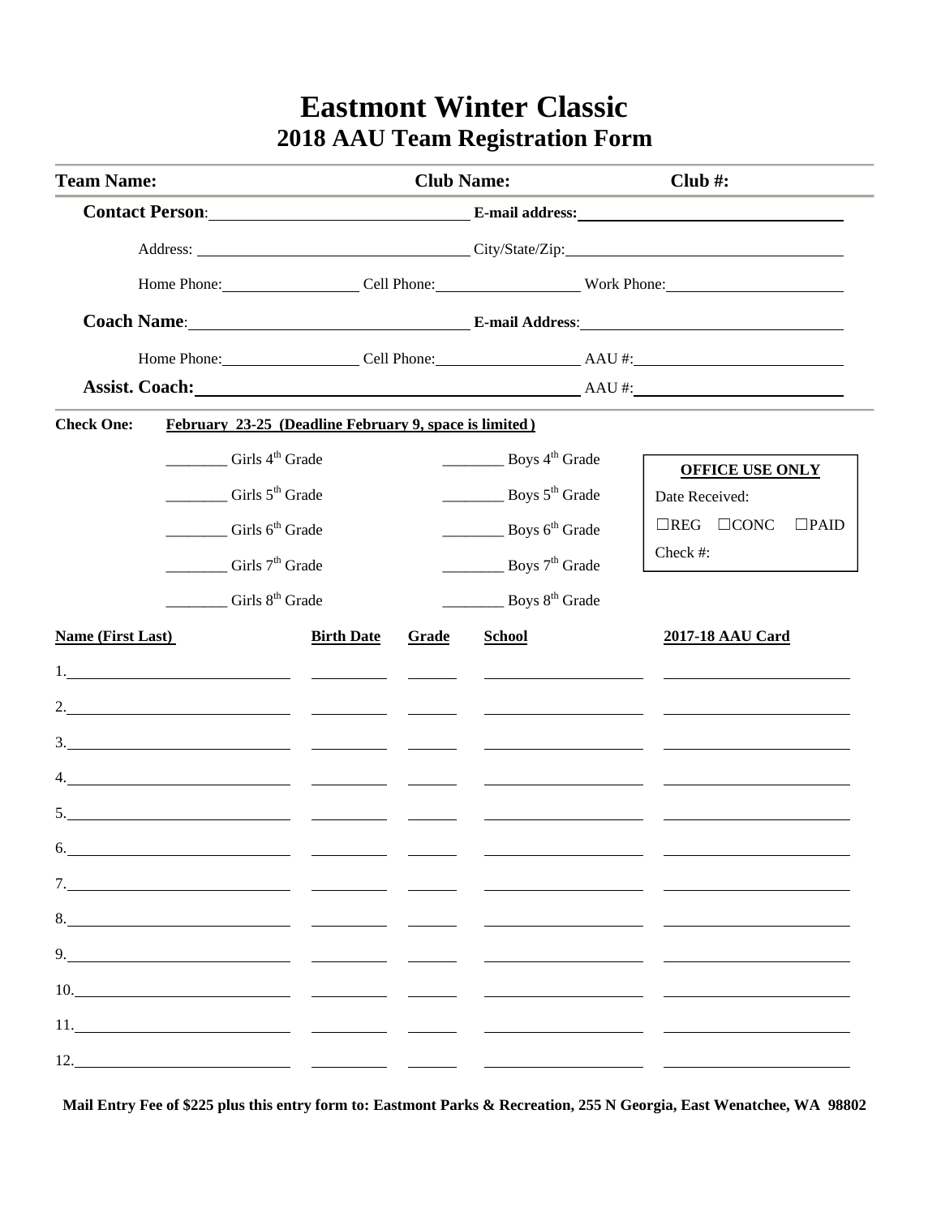# Eastmont Winter Classic

## 2018 AAU Team Registration Form

**Team Name:** **Club Name:** **Club #:**

**Contact Person**: ______________________ **E-mail address:** ______________________

Address: ______________________ City/State/Zip: ______________________

Home Phone: ____________ Cell Phone: ____________ Work Phone: ____________

**Coach Name**: ______________________ **E-mail Address**: ______________________

Home Phone: ____________ Cell Phone: ____________ AAU #: ____________

**Assist. Coach:** ______________________ AAU #: ____________

**Check One:** **February 23-25 (Deadline February 9, space is limited)**

________ Girls 4th Grade ________ Boys 4th Grade

________ Girls 5th Grade ________ Boys 5th Grade

________ Girls 6th Grade ________ Boys 6th Grade

________ Girls 7th Grade ________ Boys 7th Grade

________ Girls 8th Grade ________ Boys 8th Grade

> **OFFICE USE ONLY**
>
> Date Received:
>
> ☐REG ☐CONC ☐PAID
>
> Check #:

| Name (First Last) | Birth Date | Grade | School | 2017-18 AAU Card |
|---|---|---|---|---|
| 1. | | | | |
| 2. | | | | |
| 3. | | | | |
| 4. | | | | |
| 5. | | | | |
| 6. | | | | |
| 7. | | | | |
| 8. | | | | |
| 9. | | | | |
| 10. | | | | |
| 11. | | | | |
| 12. | | | | |

**Mail Entry Fee of $225 plus this entry form to: Eastmont Parks & Recreation, 255 N Georgia, East Wenatchee, WA 98802**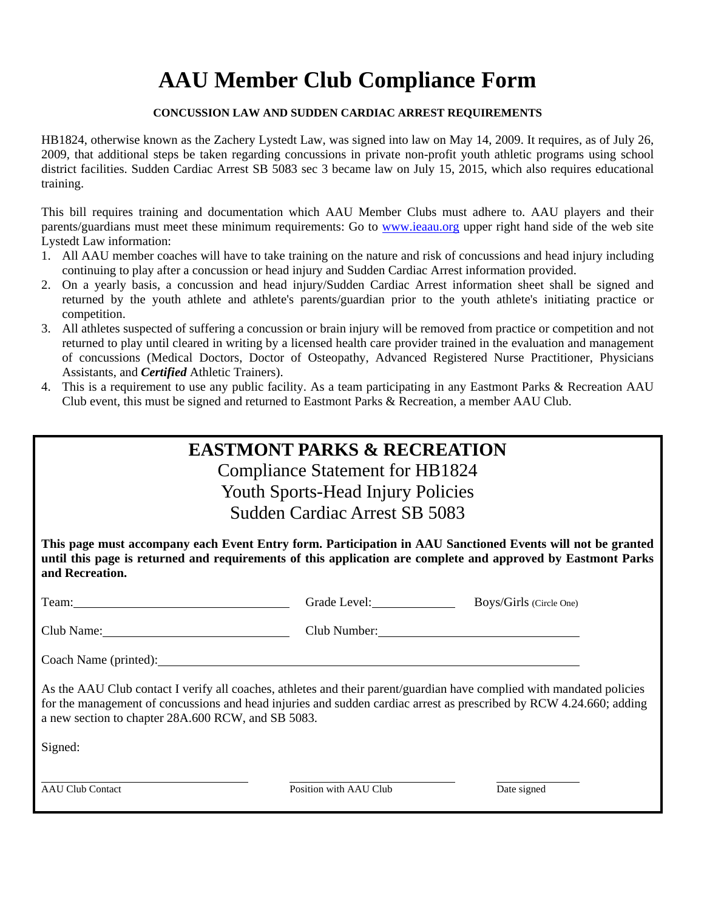# AAU Member Club Compliance Form

**CONCUSSION LAW AND SUDDEN CARDIAC ARREST REQUIREMENTS**

HB1824, otherwise known as the Zachery Lystedt Law, was signed into law on May 14, 2009. It requires, as of July 26, 2009, that additional steps be taken regarding concussions in private non-profit youth athletic programs using school district facilities. Sudden Cardiac Arrest SB 5083 sec 3 became law on July 15, 2015, which also requires educational training.

This bill requires training and documentation which AAU Member Clubs must adhere to. AAU players and their parents/guardians must meet these minimum requirements: Go to [www.ieaau.org](http://www.ieaau.org) upper right hand side of the web site Lystedt Law information:

1. All AAU member coaches will have to take training on the nature and risk of concussions and head injury including continuing to play after a concussion or head injury and Sudden Cardiac Arrest information provided.
2. On a yearly basis, a concussion and head injury/Sudden Cardiac Arrest information sheet shall be signed and returned by the youth athlete and athlete's parents/guardian prior to the youth athlete's initiating practice or competition.
3. All athletes suspected of suffering a concussion or brain injury will be removed from practice or competition and not returned to play until cleared in writing by a licensed health care provider trained in the evaluation and management of concussions (Medical Doctors, Doctor of Osteopathy, Advanced Registered Nurse Practitioner, Physicians Assistants, and ***Certified*** Athletic Trainers).
4. This is a requirement to use any public facility. As a team participating in any Eastmont Parks & Recreation AAU Club event, this must be signed and returned to Eastmont Parks & Recreation, a member AAU Club.

## EASTMONT PARKS & RECREATION

Compliance Statement for HB1824
Youth Sports-Head Injury Policies
Sudden Cardiac Arrest SB 5083

**This page must accompany each Event Entry form. Participation in AAU Sanctioned Events will not be granted until this page is returned and requirements of this application are complete and approved by Eastmont Parks and Recreation.**

Team:\_\_\_\_\_\_\_\_\_\_\_\_\_\_\_\_\_\_\_\_ Grade Level:\_\_\_\_\_\_\_\_ Boys/Girls (Circle One)

Club Name:\_\_\_\_\_\_\_\_\_\_\_\_\_\_\_\_\_\_\_\_ Club Number:\_\_\_\_\_\_\_\_\_\_\_\_\_\_\_\_\_\_\_\_

Coach Name (printed):\_\_\_\_\_\_\_\_\_\_\_\_\_\_\_\_\_\_\_\_\_\_\_\_\_\_\_\_\_\_\_\_\_\_\_\_\_\_\_\_

As the AAU Club contact I verify all coaches, athletes and their parent/guardian have complied with mandated policies for the management of concussions and head injuries and sudden cardiac arrest as prescribed by RCW 4.24.660; adding a new section to chapter 28A.600 RCW, and SB 5083.

Signed:

\_\_\_\_\_\_\_\_\_\_\_\_\_\_\_\_\_\_\_\_ \_\_\_\_\_\_\_\_\_\_\_\_\_\_\_\_\_\_\_\_ \_\_\_\_\_\_\_\_\_\_

AAU Club Contact Position with AAU Club Date signed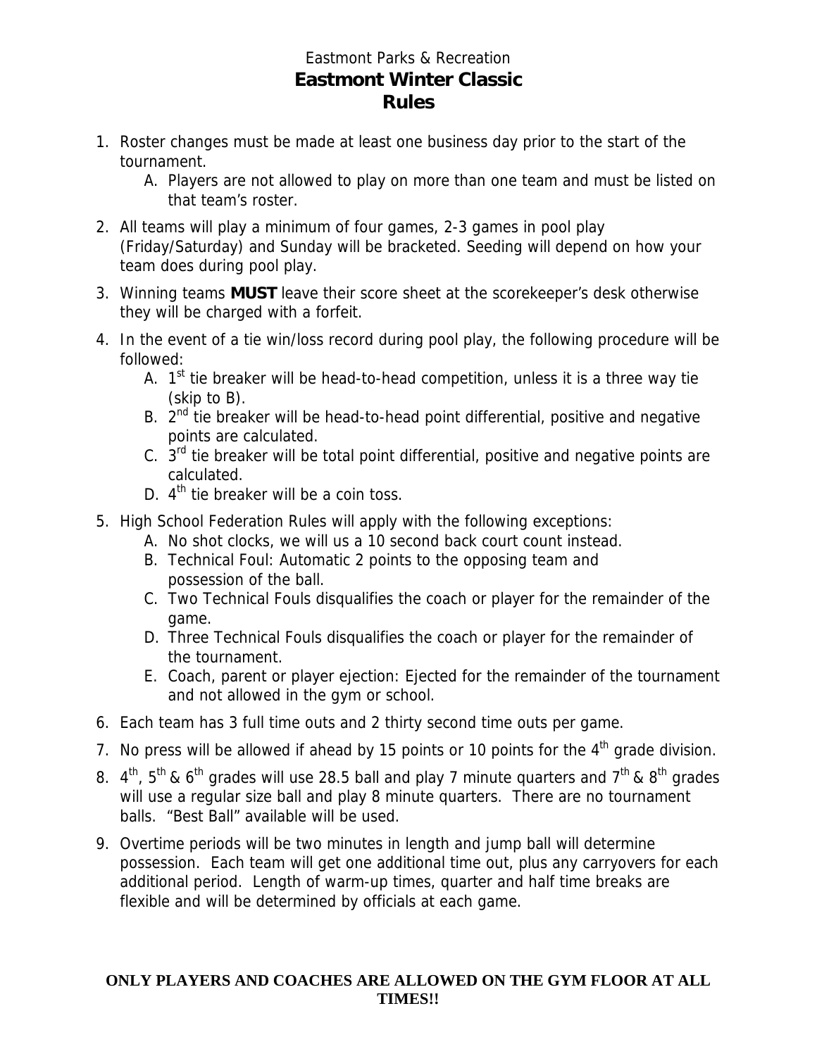Eastmont Parks & Recreation

# Eastmont Winter Classic
# Rules

1. Roster changes must be made at least one business day prior to the start of the tournament.
   A. Players are not allowed to play on more than one team and must be listed on that team's roster.
2. All teams will play a minimum of four games, 2-3 games in pool play (Friday/Saturday) and Sunday will be bracketed. Seeding will depend on how your team does during pool play.
3. Winning teams **MUST** leave their score sheet at the scorekeeper's desk otherwise they will be charged with a forfeit.
4. In the event of a tie win/loss record during pool play, the following procedure will be followed:
   A. 1st tie breaker will be head-to-head competition, unless it is a three way tie (skip to B).
   B. 2nd tie breaker will be head-to-head point differential, positive and negative points are calculated.
   C. 3rd tie breaker will be total point differential, positive and negative points are calculated.
   D. 4th tie breaker will be a coin toss.
5. High School Federation Rules will apply with the following exceptions:
   A. No shot clocks, we will us a 10 second back court count instead.
   B. Technical Foul: Automatic 2 points to the opposing team and possession of the ball.
   C. Two Technical Fouls disqualifies the coach or player for the remainder of the game.
   D. Three Technical Fouls disqualifies the coach or player for the remainder of the tournament.
   E. Coach, parent or player ejection: Ejected for the remainder of the tournament and not allowed in the gym or school.
6. Each team has 3 full time outs and 2 thirty second time outs per game.
7. No press will be allowed if ahead by 15 points or 10 points for the 4th grade division.
8. 4th, 5th & 6th grades will use 28.5 ball and play 7 minute quarters and 7th & 8th grades will use a regular size ball and play 8 minute quarters. There are no tournament balls. "Best Ball" available will be used.
9. Overtime periods will be two minutes in length and jump ball will determine possession. Each team will get one additional time out, plus any carryovers for each additional period. Length of warm-up times, quarter and half time breaks are flexible and will be determined by officials at each game.

**ONLY PLAYERS AND COACHES ARE ALLOWED ON THE GYM FLOOR AT ALL TIMES!!**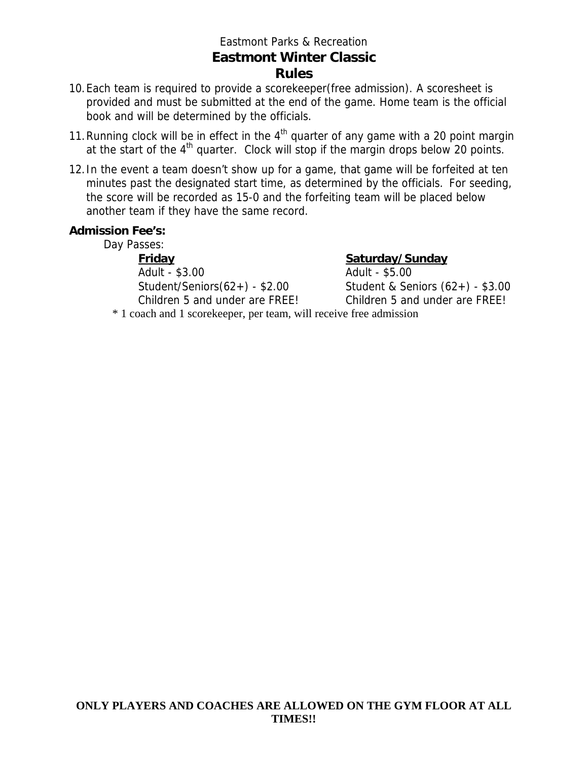Eastmont Parks & Recreation

# Eastmont Winter Classic

## Rules

10. Each team is required to provide a scorekeeper(free admission). A scoresheet is provided and must be submitted at the end of the game. Home team is the official book and will be determined by the officials.
11. Running clock will be in effect in the 4th quarter of any game with a 20 point margin at the start of the 4th quarter. Clock will stop if the margin drops below 20 points.
12. In the event a team doesn't show up for a game, that game will be forfeited at ten minutes past the designated start time, as determined by the officials. For seeding, the score will be recorded as 15-0 and the forfeiting team will be placed below another team if they have the same record.

**Admission Fee's:**

Day Passes:

| **Friday** | **Saturday/Sunday** |
| --- | --- |
| Adult - $3.00 | Adult - $5.00 |
| Student/Seniors(62+) - $2.00 | Student & Seniors (62+) - $3.00 |
| Children 5 and under are FREE! | Children 5 and under are FREE! |

\* 1 coach and 1 scorekeeper, per team, will receive free admission

**ONLY PLAYERS AND COACHES ARE ALLOWED ON THE GYM FLOOR AT ALL TIMES!!**